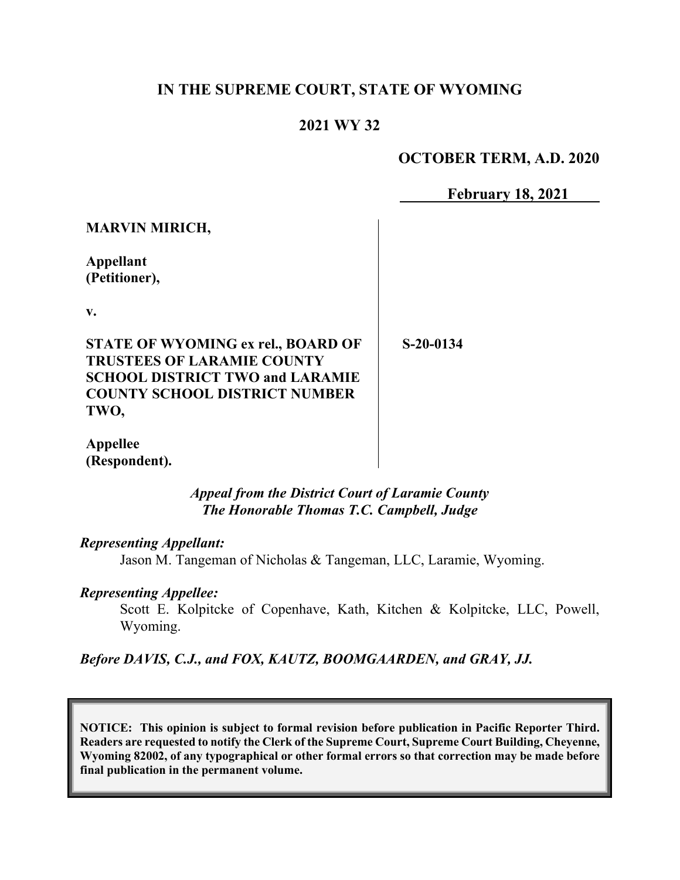**IN THE SUPREME COURT, STATE OF WYOMING**

**2021 WY 32**

**OCTOBER TERM, A.D. 2020**

**February 18, 2021**

| | |
|---|---|
| **MARVIN MIRICH,**<br><br>**Appellant (Petitioner),**<br><br>**v.**<br><br>**STATE OF WYOMING ex rel., BOARD OF TRUSTEES OF LARAMIE COUNTY SCHOOL DISTRICT TWO and LARAMIE COUNTY SCHOOL DISTRICT NUMBER TWO,**<br><br>**Appellee (Respondent).** | **S-20-0134** |

*Appeal from the District Court of Laramie County*
*The Honorable Thomas T.C. Campbell, Judge*

*Representing Appellant:*

Jason M. Tangeman of Nicholas & Tangeman, LLC, Laramie, Wyoming.

*Representing Appellee:*

Scott E. Kolpitcke of Copenhave, Kath, Kitchen & Kolpitcke, LLC, Powell, Wyoming.

*Before DAVIS, C.J., and FOX, KAUTZ, BOOMGAARDEN, and GRAY, JJ.*

**NOTICE: This opinion is subject to formal revision before publication in Pacific Reporter Third. Readers are requested to notify the Clerk of the Supreme Court, Supreme Court Building, Cheyenne, Wyoming 82002, of any typographical or other formal errors so that correction may be made before final publication in the permanent volume.**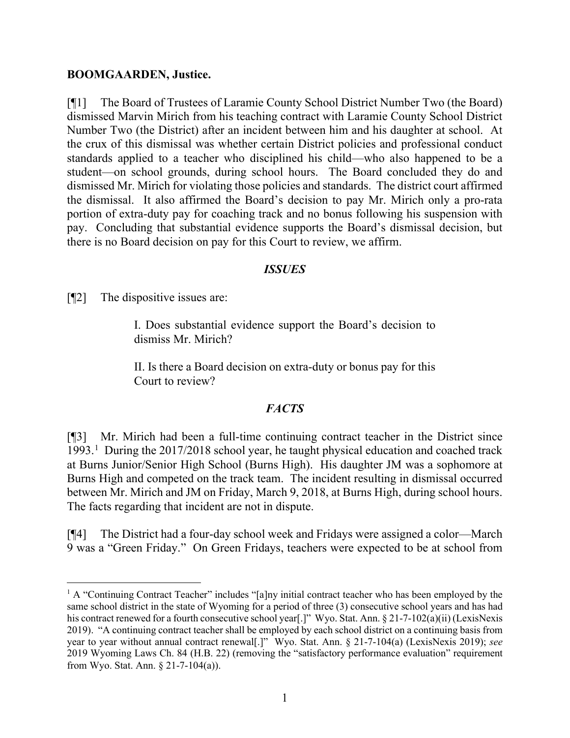**BOOMGAARDEN, Justice.**

[¶1] The Board of Trustees of Laramie County School District Number Two (the Board) dismissed Marvin Mirich from his teaching contract with Laramie County School District Number Two (the District) after an incident between him and his daughter at school. At the crux of this dismissal was whether certain District policies and professional conduct standards applied to a teacher who disciplined his child—who also happened to be a student—on school grounds, during school hours. The Board concluded they do and dismissed Mr. Mirich for violating those policies and standards. The district court affirmed the dismissal. It also affirmed the Board's decision to pay Mr. Mirich only a pro-rata portion of extra-duty pay for coaching track and no bonus following his suspension with pay. Concluding that substantial evidence supports the Board's dismissal decision, but there is no Board decision on pay for this Court to review, we affirm.

## *ISSUES*

[¶2] The dispositive issues are:

> I. Does substantial evidence support the Board's decision to dismiss Mr. Mirich?
>
> II. Is there a Board decision on extra-duty or bonus pay for this Court to review?

## *FACTS*

[¶3] Mr. Mirich had been a full-time continuing contract teacher in the District since 1993.[1] During the 2017/2018 school year, he taught physical education and coached track at Burns Junior/Senior High School (Burns High). His daughter JM was a sophomore at Burns High and competed on the track team. The incident resulting in dismissal occurred between Mr. Mirich and JM on Friday, March 9, 2018, at Burns High, during school hours. The facts regarding that incident are not in dispute.

[¶4] The District had a four-day school week and Fridays were assigned a color—March 9 was a "Green Friday." On Green Fridays, teachers were expected to be at school from

---

[1] A "Continuing Contract Teacher" includes "[a]ny initial contract teacher who has been employed by the same school district in the state of Wyoming for a period of three (3) consecutive school years and has had his contract renewed for a fourth consecutive school year[.]" Wyo. Stat. Ann. § 21-7-102(a)(ii) (LexisNexis 2019). "A continuing contract teacher shall be employed by each school district on a continuing basis from year to year without annual contract renewal[.]" Wyo. Stat. Ann. § 21-7-104(a) (LexisNexis 2019); *see* 2019 Wyoming Laws Ch. 84 (H.B. 22) (removing the "satisfactory performance evaluation" requirement from Wyo. Stat. Ann. § 21-7-104(a)).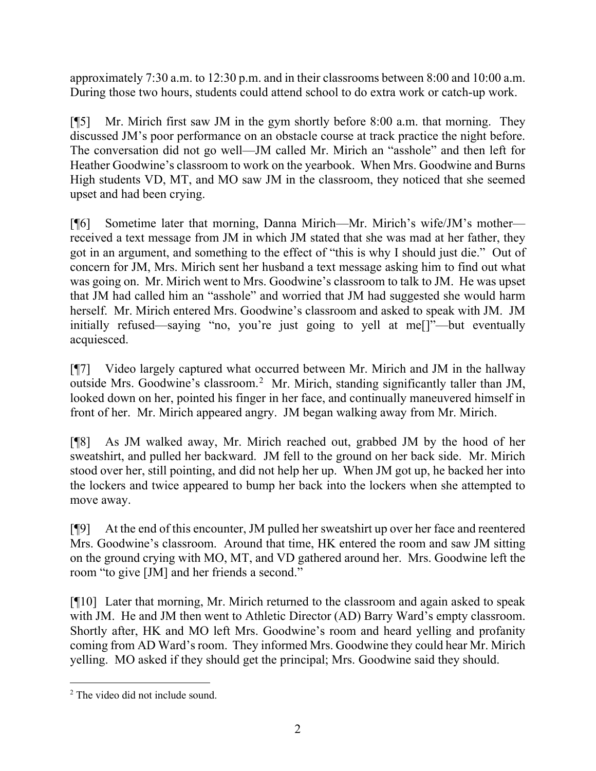approximately 7:30 a.m. to 12:30 p.m. and in their classrooms between 8:00 and 10:00 a.m. During those two hours, students could attend school to do extra work or catch-up work.

[¶5] Mr. Mirich first saw JM in the gym shortly before 8:00 a.m. that morning. They discussed JM's poor performance on an obstacle course at track practice the night before. The conversation did not go well—JM called Mr. Mirich an "asshole" and then left for Heather Goodwine's classroom to work on the yearbook. When Mrs. Goodwine and Burns High students VD, MT, and MO saw JM in the classroom, they noticed that she seemed upset and had been crying.

[¶6] Sometime later that morning, Danna Mirich—Mr. Mirich's wife/JM's mother—received a text message from JM in which JM stated that she was mad at her father, they got in an argument, and something to the effect of "this is why I should just die." Out of concern for JM, Mrs. Mirich sent her husband a text message asking him to find out what was going on. Mr. Mirich went to Mrs. Goodwine's classroom to talk to JM. He was upset that JM had called him an "asshole" and worried that JM had suggested she would harm herself. Mr. Mirich entered Mrs. Goodwine's classroom and asked to speak with JM. JM initially refused—saying "no, you're just going to yell at me[]"—but eventually acquiesced.

[¶7] Video largely captured what occurred between Mr. Mirich and JM in the hallway outside Mrs. Goodwine's classroom.[2] Mr. Mirich, standing significantly taller than JM, looked down on her, pointed his finger in her face, and continually maneuvered himself in front of her. Mr. Mirich appeared angry. JM began walking away from Mr. Mirich.

[¶8] As JM walked away, Mr. Mirich reached out, grabbed JM by the hood of her sweatshirt, and pulled her backward. JM fell to the ground on her back side. Mr. Mirich stood over her, still pointing, and did not help her up. When JM got up, he backed her into the lockers and twice appeared to bump her back into the lockers when she attempted to move away.

[¶9] At the end of this encounter, JM pulled her sweatshirt up over her face and reentered Mrs. Goodwine's classroom. Around that time, HK entered the room and saw JM sitting on the ground crying with MO, MT, and VD gathered around her. Mrs. Goodwine left the room "to give [JM] and her friends a second."

[¶10] Later that morning, Mr. Mirich returned to the classroom and again asked to speak with JM. He and JM then went to Athletic Director (AD) Barry Ward's empty classroom. Shortly after, HK and MO left Mrs. Goodwine's room and heard yelling and profanity coming from AD Ward's room. They informed Mrs. Goodwine they could hear Mr. Mirich yelling. MO asked if they should get the principal; Mrs. Goodwine said they should.

---

[2] The video did not include sound.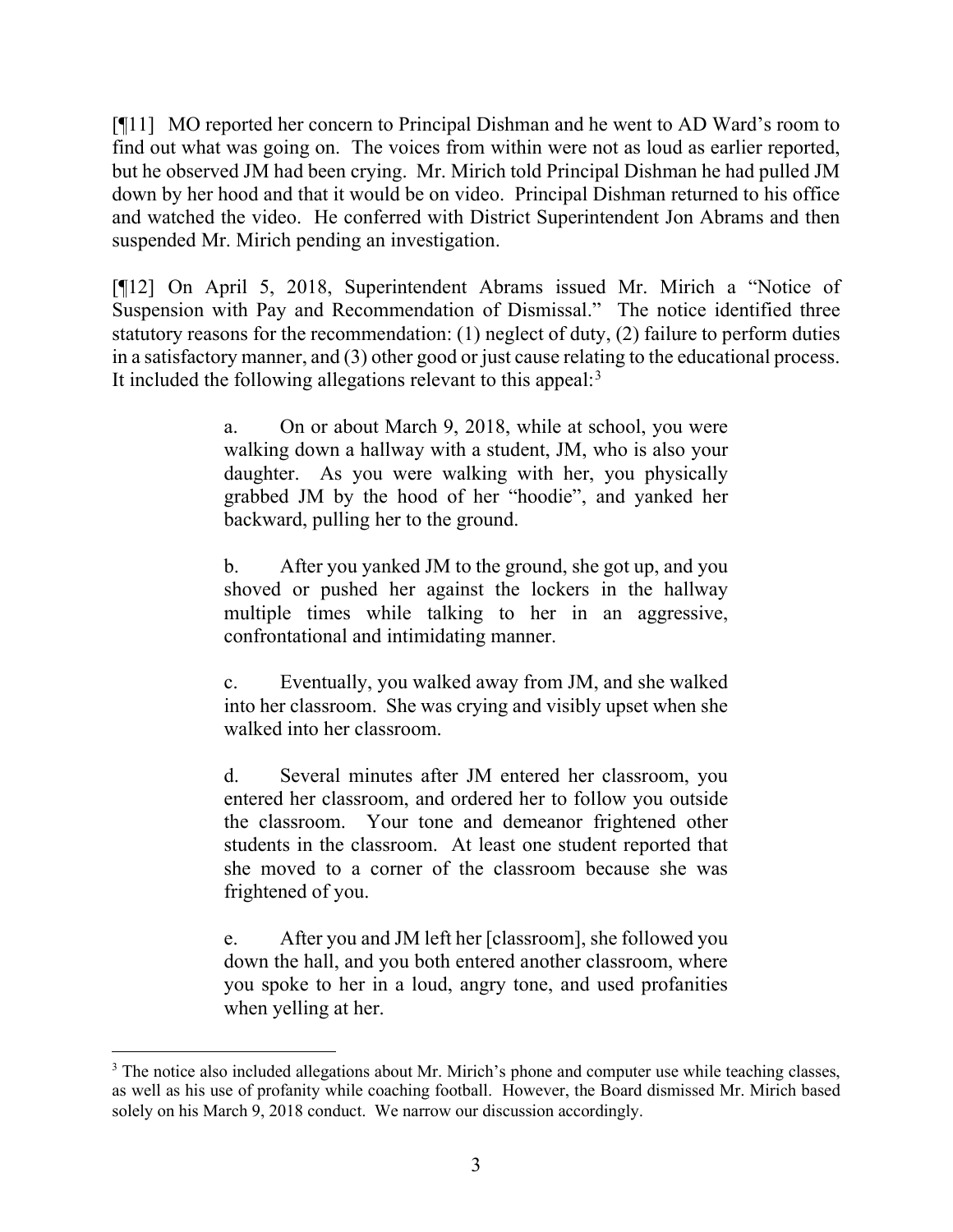[¶11] MO reported her concern to Principal Dishman and he went to AD Ward's room to find out what was going on. The voices from within were not as loud as earlier reported, but he observed JM had been crying. Mr. Mirich told Principal Dishman he had pulled JM down by her hood and that it would be on video. Principal Dishman returned to his office and watched the video. He conferred with District Superintendent Jon Abrams and then suspended Mr. Mirich pending an investigation.

[¶12] On April 5, 2018, Superintendent Abrams issued Mr. Mirich a "Notice of Suspension with Pay and Recommendation of Dismissal." The notice identified three statutory reasons for the recommendation: (1) neglect of duty, (2) failure to perform duties in a satisfactory manner, and (3) other good or just cause relating to the educational process. It included the following allegations relevant to this appeal:[3]

> a. On or about March 9, 2018, while at school, you were walking down a hallway with a student, JM, who is also your daughter. As you were walking with her, you physically grabbed JM by the hood of her "hoodie", and yanked her backward, pulling her to the ground.
>
> b. After you yanked JM to the ground, she got up, and you shoved or pushed her against the lockers in the hallway multiple times while talking to her in an aggressive, confrontational and intimidating manner.
>
> c. Eventually, you walked away from JM, and she walked into her classroom. She was crying and visibly upset when she walked into her classroom.
>
> d. Several minutes after JM entered her classroom, you entered her classroom, and ordered her to follow you outside the classroom. Your tone and demeanor frightened other students in the classroom. At least one student reported that she moved to a corner of the classroom because she was frightened of you.
>
> e. After you and JM left her [classroom], she followed you down the hall, and you both entered another classroom, where you spoke to her in a loud, angry tone, and used profanities when yelling at her.

---

[3] The notice also included allegations about Mr. Mirich's phone and computer use while teaching classes, as well as his use of profanity while coaching football. However, the Board dismissed Mr. Mirich based solely on his March 9, 2018 conduct. We narrow our discussion accordingly.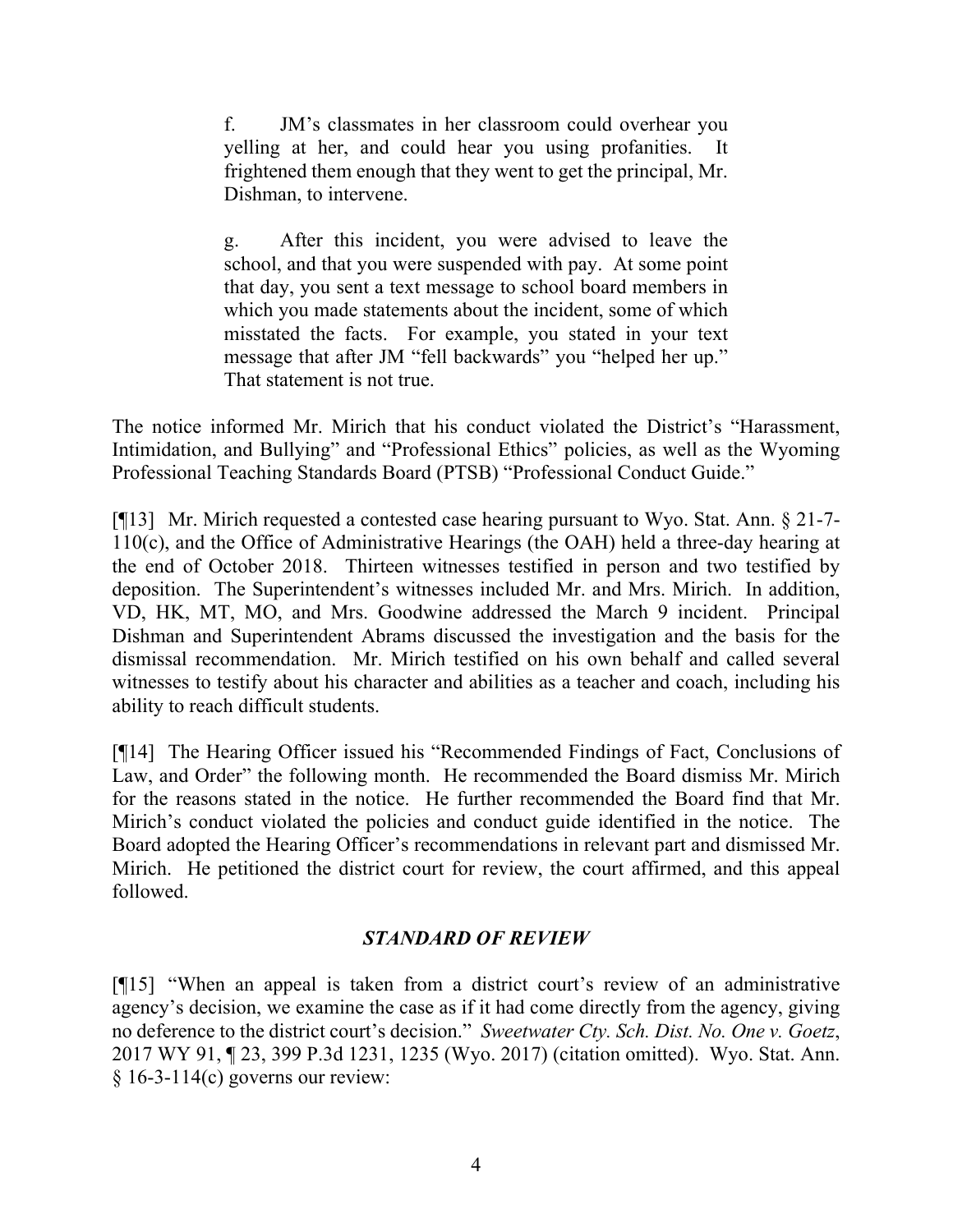> f. JM's classmates in her classroom could overhear you yelling at her, and could hear you using profanities. It frightened them enough that they went to get the principal, Mr. Dishman, to intervene.
>
> g. After this incident, you were advised to leave the school, and that you were suspended with pay. At some point that day, you sent a text message to school board members in which you made statements about the incident, some of which misstated the facts. For example, you stated in your text message that after JM "fell backwards" you "helped her up." That statement is not true.

The notice informed Mr. Mirich that his conduct violated the District's "Harassment, Intimidation, and Bullying" and "Professional Ethics" policies, as well as the Wyoming Professional Teaching Standards Board (PTSB) "Professional Conduct Guide."

[¶13] Mr. Mirich requested a contested case hearing pursuant to Wyo. Stat. Ann. § 21-7-110(c), and the Office of Administrative Hearings (the OAH) held a three-day hearing at the end of October 2018. Thirteen witnesses testified in person and two testified by deposition. The Superintendent's witnesses included Mr. and Mrs. Mirich. In addition, VD, HK, MT, MO, and Mrs. Goodwine addressed the March 9 incident. Principal Dishman and Superintendent Abrams discussed the investigation and the basis for the dismissal recommendation. Mr. Mirich testified on his own behalf and called several witnesses to testify about his character and abilities as a teacher and coach, including his ability to reach difficult students.

[¶14] The Hearing Officer issued his "Recommended Findings of Fact, Conclusions of Law, and Order" the following month. He recommended the Board dismiss Mr. Mirich for the reasons stated in the notice. He further recommended the Board find that Mr. Mirich's conduct violated the policies and conduct guide identified in the notice. The Board adopted the Hearing Officer's recommendations in relevant part and dismissed Mr. Mirich. He petitioned the district court for review, the court affirmed, and this appeal followed.

## *STANDARD OF REVIEW*

[¶15] "When an appeal is taken from a district court's review of an administrative agency's decision, we examine the case as if it had come directly from the agency, giving no deference to the district court's decision." *Sweetwater Cty. Sch. Dist. No. One v. Goetz*, 2017 WY 91, ¶ 23, 399 P.3d 1231, 1235 (Wyo. 2017) (citation omitted). Wyo. Stat. Ann. § 16-3-114(c) governs our review: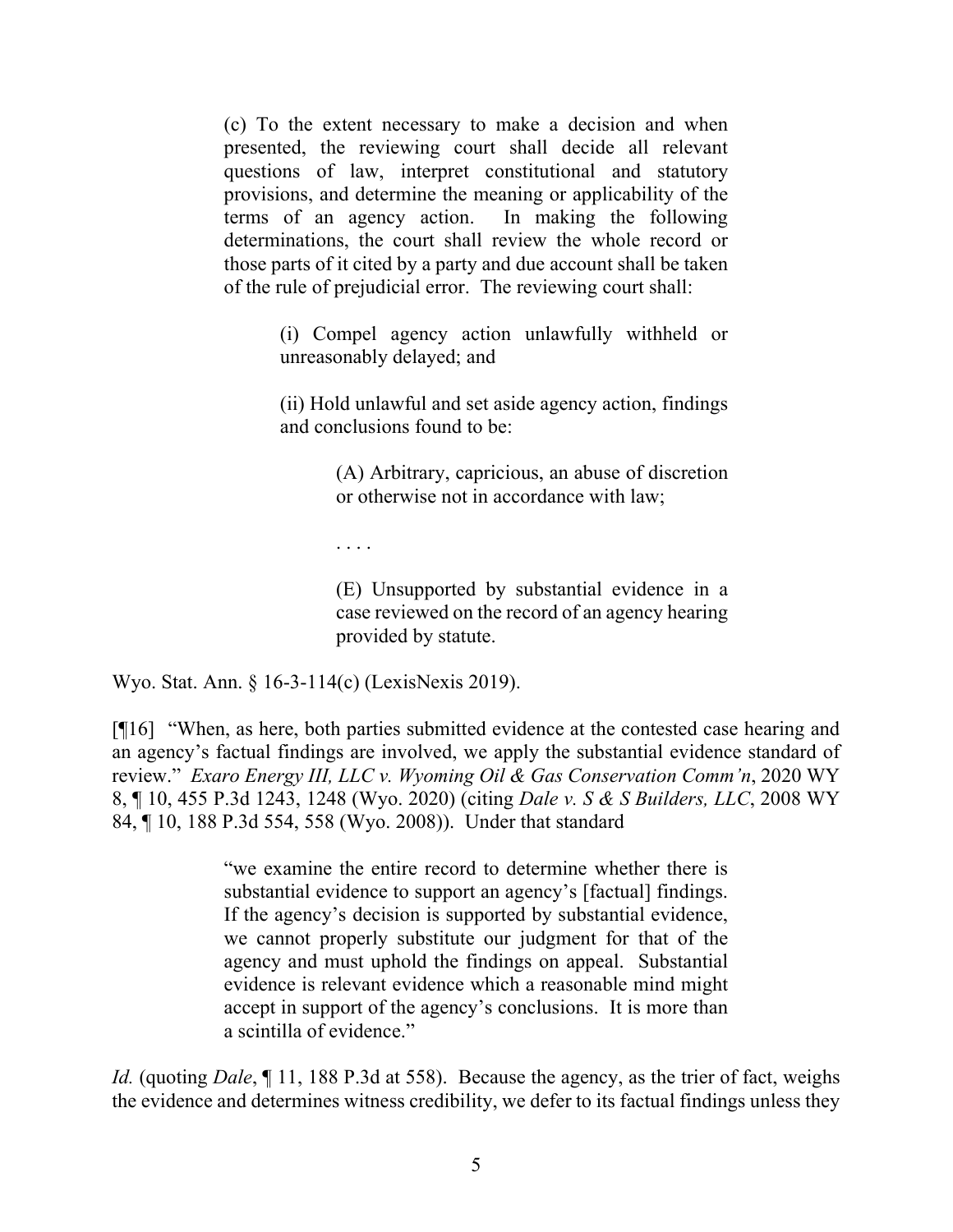> (c) To the extent necessary to make a decision and when presented, the reviewing court shall decide all relevant questions of law, interpret constitutional and statutory provisions, and determine the meaning or applicability of the terms of an agency action. In making the following determinations, the court shall review the whole record or those parts of it cited by a party and due account shall be taken of the rule of prejudicial error. The reviewing court shall:
>
> > (i) Compel agency action unlawfully withheld or unreasonably delayed; and
> >
> > (ii) Hold unlawful and set aside agency action, findings and conclusions found to be:
> >
> > > (A) Arbitrary, capricious, an abuse of discretion or otherwise not in accordance with law;
> > >
> > > . . . .
> > >
> > > (E) Unsupported by substantial evidence in a case reviewed on the record of an agency hearing provided by statute.

Wyo. Stat. Ann. § 16-3-114(c) (LexisNexis 2019).

[¶16] "When, as here, both parties submitted evidence at the contested case hearing and an agency's factual findings are involved, we apply the substantial evidence standard of review." *Exaro Energy III, LLC v. Wyoming Oil & Gas Conservation Comm'n*, 2020 WY 8, ¶ 10, 455 P.3d 1243, 1248 (Wyo. 2020) (citing *Dale v. S & S Builders, LLC*, 2008 WY 84, ¶ 10, 188 P.3d 554, 558 (Wyo. 2008)). Under that standard

> "we examine the entire record to determine whether there is substantial evidence to support an agency's [factual] findings. If the agency's decision is supported by substantial evidence, we cannot properly substitute our judgment for that of the agency and must uphold the findings on appeal. Substantial evidence is relevant evidence which a reasonable mind might accept in support of the agency's conclusions. It is more than a scintilla of evidence."

*Id.* (quoting *Dale*, ¶ 11, 188 P.3d at 558). Because the agency, as the trier of fact, weighs the evidence and determines witness credibility, we defer to its factual findings unless they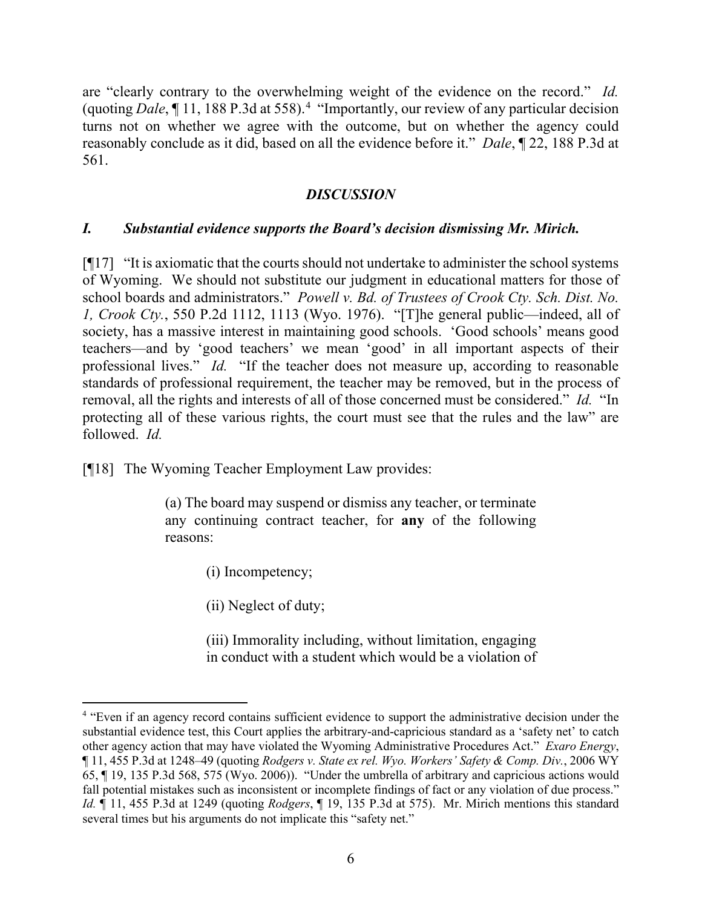are "clearly contrary to the overwhelming weight of the evidence on the record." *Id.* (quoting *Dale*, ¶ 11, 188 P.3d at 558).[4] "Importantly, our review of any particular decision turns not on whether we agree with the outcome, but on whether the agency could reasonably conclude as it did, based on all the evidence before it." *Dale*, ¶ 22, 188 P.3d at 561.

## *DISCUSSION*

### *I. Substantial evidence supports the Board's decision dismissing Mr. Mirich.*

[¶17] "It is axiomatic that the courts should not undertake to administer the school systems of Wyoming. We should not substitute our judgment in educational matters for those of school boards and administrators." *Powell v. Bd. of Trustees of Crook Cty. Sch. Dist. No. 1, Crook Cty.*, 550 P.2d 1112, 1113 (Wyo. 1976). "[T]he general public—indeed, all of society, has a massive interest in maintaining good schools. 'Good schools' means good teachers—and by 'good teachers' we mean 'good' in all important aspects of their professional lives." *Id.* "If the teacher does not measure up, according to reasonable standards of professional requirement, the teacher may be removed, but in the process of removal, all the rights and interests of all of those concerned must be considered." *Id.* "In protecting all of these various rights, the court must see that the rules and the law" are followed. *Id.*

[¶18] The Wyoming Teacher Employment Law provides:

> (a) The board may suspend or dismiss any teacher, or terminate any continuing contract teacher, for **any** of the following reasons:
>
> > (i) Incompetency;
> >
> > (ii) Neglect of duty;
> >
> > (iii) Immorality including, without limitation, engaging in conduct with a student which would be a violation of

---

[4] "Even if an agency record contains sufficient evidence to support the administrative decision under the substantial evidence test, this Court applies the arbitrary-and-capricious standard as a 'safety net' to catch other agency action that may have violated the Wyoming Administrative Procedures Act." *Exaro Energy*, ¶ 11, 455 P.3d at 1248–49 (quoting *Rodgers v. State ex rel. Wyo. Workers' Safety & Comp. Div.*, 2006 WY 65, ¶ 19, 135 P.3d 568, 575 (Wyo. 2006)). "Under the umbrella of arbitrary and capricious actions would fall potential mistakes such as inconsistent or incomplete findings of fact or any violation of due process." *Id.* ¶ 11, 455 P.3d at 1249 (quoting *Rodgers*, ¶ 19, 135 P.3d at 575). Mr. Mirich mentions this standard several times but his arguments do not implicate this "safety net."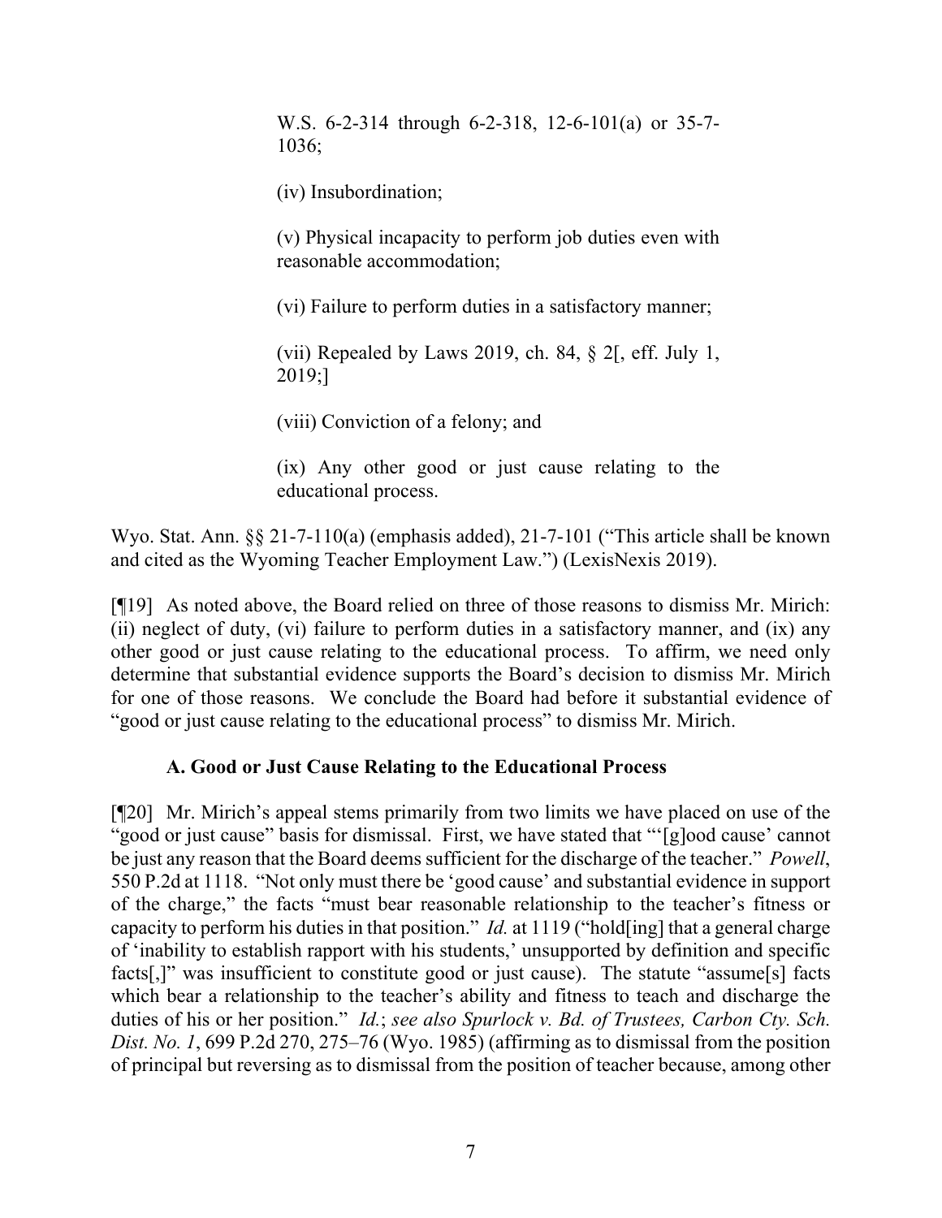> W.S. 6-2-314 through 6-2-318, 12-6-101(a) or 35-7-1036;
>
> (iv) Insubordination;
>
> (v) Physical incapacity to perform job duties even with reasonable accommodation;
>
> (vi) Failure to perform duties in a satisfactory manner;
>
> (vii) Repealed by Laws 2019, ch. 84, § 2[, eff. July 1, 2019;]
>
> (viii) Conviction of a felony; and
>
> (ix) Any other good or just cause relating to the educational process.

Wyo. Stat. Ann. §§ 21-7-110(a) (emphasis added), 21-7-101 ("This article shall be known and cited as the Wyoming Teacher Employment Law.") (LexisNexis 2019).

[¶19] As noted above, the Board relied on three of those reasons to dismiss Mr. Mirich: (ii) neglect of duty, (vi) failure to perform duties in a satisfactory manner, and (ix) any other good or just cause relating to the educational process. To affirm, we need only determine that substantial evidence supports the Board's decision to dismiss Mr. Mirich for one of those reasons. We conclude the Board had before it substantial evidence of "good or just cause relating to the educational process" to dismiss Mr. Mirich.

### A. Good or Just Cause Relating to the Educational Process

[¶20] Mr. Mirich's appeal stems primarily from two limits we have placed on use of the "good or just cause" basis for dismissal. First, we have stated that "'[g]ood cause' cannot be just any reason that the Board deems sufficient for the discharge of the teacher." *Powell*, 550 P.2d at 1118. "Not only must there be 'good cause' and substantial evidence in support of the charge," the facts "must bear reasonable relationship to the teacher's fitness or capacity to perform his duties in that position." *Id.* at 1119 ("hold[ing] that a general charge of 'inability to establish rapport with his students,' unsupported by definition and specific facts[,]" was insufficient to constitute good or just cause). The statute "assume[s] facts which bear a relationship to the teacher's ability and fitness to teach and discharge the duties of his or her position." *Id.*; *see also Spurlock v. Bd. of Trustees, Carbon Cty. Sch. Dist. No. 1*, 699 P.2d 270, 275–76 (Wyo. 1985) (affirming as to dismissal from the position of principal but reversing as to dismissal from the position of teacher because, among other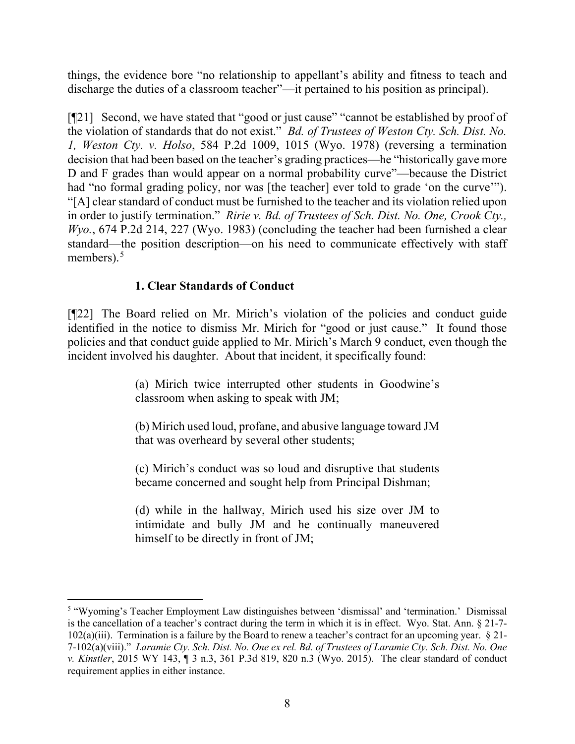things, the evidence bore "no relationship to appellant's ability and fitness to teach and discharge the duties of a classroom teacher"—it pertained to his position as principal).

[¶21] Second, we have stated that "good or just cause" "cannot be established by proof of the violation of standards that do not exist." *Bd. of Trustees of Weston Cty. Sch. Dist. No. 1, Weston Cty. v. Holso*, 584 P.2d 1009, 1015 (Wyo. 1978) (reversing a termination decision that had been based on the teacher's grading practices—he "historically gave more D and F grades than would appear on a normal probability curve"—because the District had "no formal grading policy, nor was [the teacher] ever told to grade 'on the curve'"). "[A] clear standard of conduct must be furnished to the teacher and its violation relied upon in order to justify termination." *Ririe v. Bd. of Trustees of Sch. Dist. No. One, Crook Cty., Wyo.*, 674 P.2d 214, 227 (Wyo. 1983) (concluding the teacher had been furnished a clear standard—the position description—on his need to communicate effectively with staff members).[5]

### 1. Clear Standards of Conduct

[¶22] The Board relied on Mr. Mirich's violation of the policies and conduct guide identified in the notice to dismiss Mr. Mirich for "good or just cause." It found those policies and that conduct guide applied to Mr. Mirich's March 9 conduct, even though the incident involved his daughter. About that incident, it specifically found:

> (a) Mirich twice interrupted other students in Goodwine's classroom when asking to speak with JM;
>
> (b) Mirich used loud, profane, and abusive language toward JM that was overheard by several other students;
>
> (c) Mirich's conduct was so loud and disruptive that students became concerned and sought help from Principal Dishman;
>
> (d) while in the hallway, Mirich used his size over JM to intimidate and bully JM and he continually maneuvered himself to be directly in front of JM;

---

[5] "Wyoming's Teacher Employment Law distinguishes between 'dismissal' and 'termination.' Dismissal is the cancellation of a teacher's contract during the term in which it is in effect. Wyo. Stat. Ann. § 21-7-102(a)(iii). Termination is a failure by the Board to renew a teacher's contract for an upcoming year. § 21-7-102(a)(viii)." *Laramie Cty. Sch. Dist. No. One ex rel. Bd. of Trustees of Laramie Cty. Sch. Dist. No. One v. Kinstler*, 2015 WY 143, ¶ 3 n.3, 361 P.3d 819, 820 n.3 (Wyo. 2015). The clear standard of conduct requirement applies in either instance.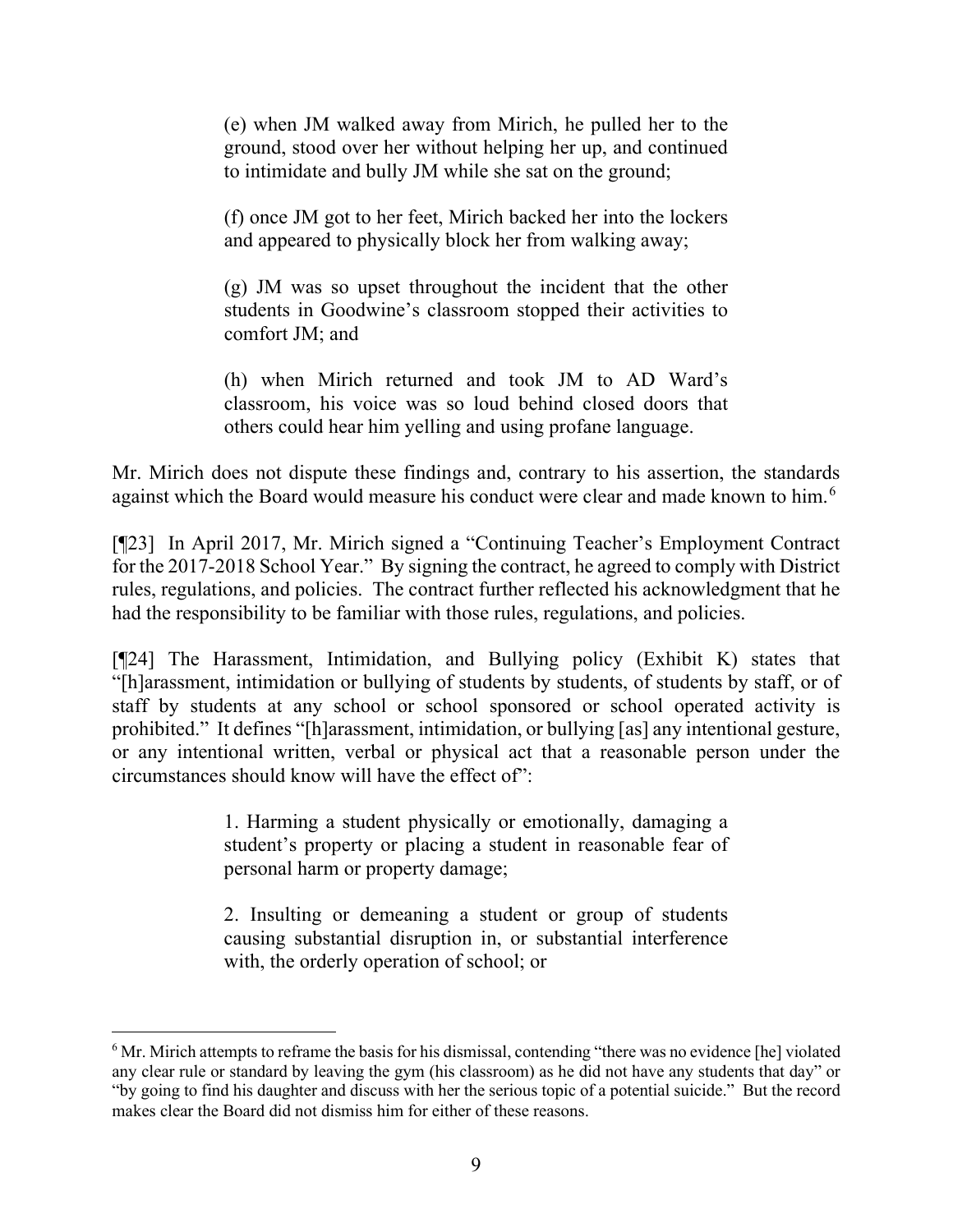> (e) when JM walked away from Mirich, he pulled her to the ground, stood over her without helping her up, and continued to intimidate and bully JM while she sat on the ground;
>
> (f) once JM got to her feet, Mirich backed her into the lockers and appeared to physically block her from walking away;
>
> (g) JM was so upset throughout the incident that the other students in Goodwine's classroom stopped their activities to comfort JM; and
>
> (h) when Mirich returned and took JM to AD Ward's classroom, his voice was so loud behind closed doors that others could hear him yelling and using profane language.

Mr. Mirich does not dispute these findings and, contrary to his assertion, the standards against which the Board would measure his conduct were clear and made known to him.[6]

[¶23] In April 2017, Mr. Mirich signed a "Continuing Teacher's Employment Contract for the 2017-2018 School Year." By signing the contract, he agreed to comply with District rules, regulations, and policies. The contract further reflected his acknowledgment that he had the responsibility to be familiar with those rules, regulations, and policies.

[¶24] The Harassment, Intimidation, and Bullying policy (Exhibit K) states that "[h]arassment, intimidation or bullying of students by students, of students by staff, or of staff by students at any school or school sponsored or school operated activity is prohibited." It defines "[h]arassment, intimidation, or bullying [as] any intentional gesture, or any intentional written, verbal or physical act that a reasonable person under the circumstances should know will have the effect of":

> 1. Harming a student physically or emotionally, damaging a student's property or placing a student in reasonable fear of personal harm or property damage;
>
> 2. Insulting or demeaning a student or group of students causing substantial disruption in, or substantial interference with, the orderly operation of school; or

---

[6] Mr. Mirich attempts to reframe the basis for his dismissal, contending "there was no evidence [he] violated any clear rule or standard by leaving the gym (his classroom) as he did not have any students that day" or "by going to find his daughter and discuss with her the serious topic of a potential suicide." But the record makes clear the Board did not dismiss him for either of these reasons.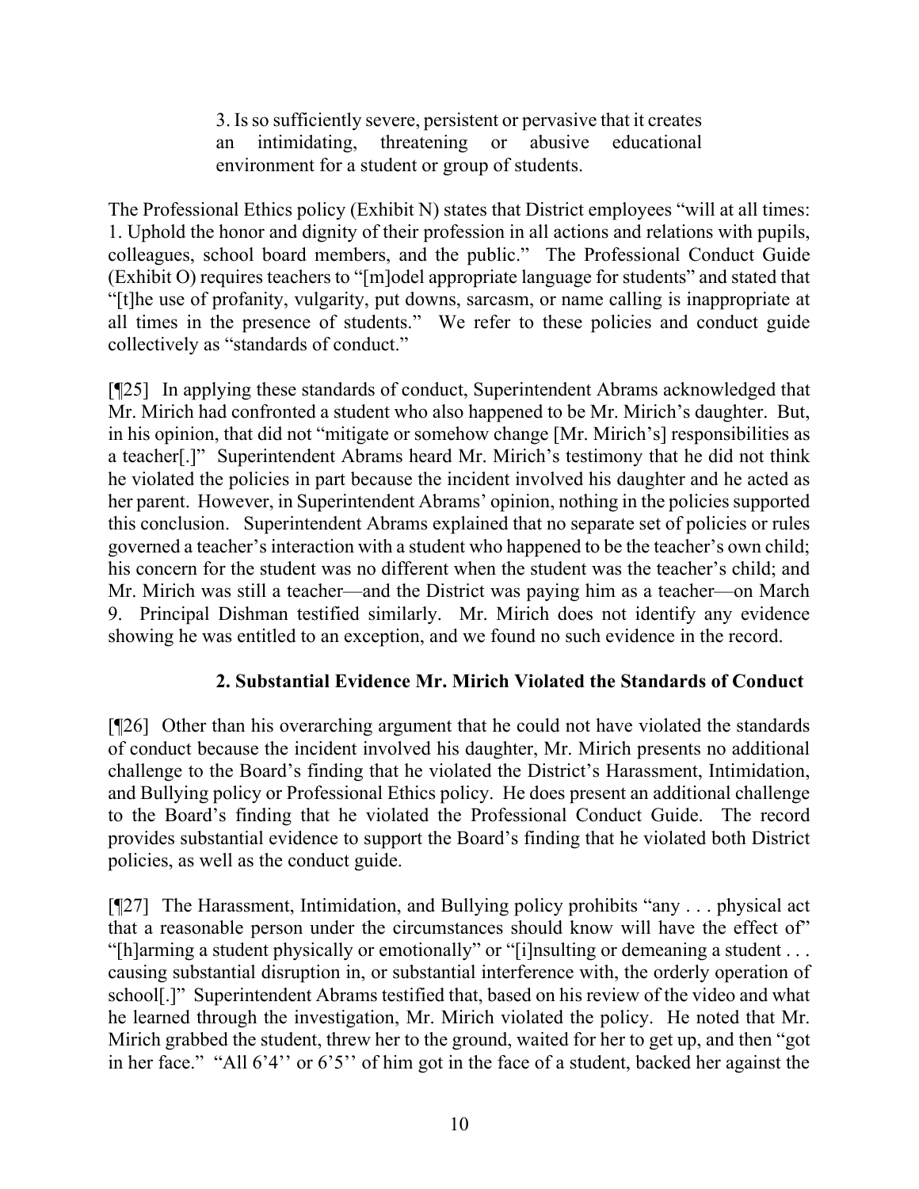> 3. Is so sufficiently severe, persistent or pervasive that it creates an intimidating, threatening or abusive educational environment for a student or group of students.

The Professional Ethics policy (Exhibit N) states that District employees "will at all times: 1. Uphold the honor and dignity of their profession in all actions and relations with pupils, colleagues, school board members, and the public." The Professional Conduct Guide (Exhibit O) requires teachers to "[m]odel appropriate language for students" and stated that "[t]he use of profanity, vulgarity, put downs, sarcasm, or name calling is inappropriate at all times in the presence of students." We refer to these policies and conduct guide collectively as "standards of conduct."

[¶25] In applying these standards of conduct, Superintendent Abrams acknowledged that Mr. Mirich had confronted a student who also happened to be Mr. Mirich's daughter. But, in his opinion, that did not "mitigate or somehow change [Mr. Mirich's] responsibilities as a teacher[.]" Superintendent Abrams heard Mr. Mirich's testimony that he did not think he violated the policies in part because the incident involved his daughter and he acted as her parent. However, in Superintendent Abrams' opinion, nothing in the policies supported this conclusion. Superintendent Abrams explained that no separate set of policies or rules governed a teacher's interaction with a student who happened to be the teacher's own child; his concern for the student was no different when the student was the teacher's child; and Mr. Mirich was still a teacher—and the District was paying him as a teacher—on March 9. Principal Dishman testified similarly. Mr. Mirich does not identify any evidence showing he was entitled to an exception, and we found no such evidence in the record.

### 2. Substantial Evidence Mr. Mirich Violated the Standards of Conduct

[¶26] Other than his overarching argument that he could not have violated the standards of conduct because the incident involved his daughter, Mr. Mirich presents no additional challenge to the Board's finding that he violated the District's Harassment, Intimidation, and Bullying policy or Professional Ethics policy. He does present an additional challenge to the Board's finding that he violated the Professional Conduct Guide. The record provides substantial evidence to support the Board's finding that he violated both District policies, as well as the conduct guide.

[¶27] The Harassment, Intimidation, and Bullying policy prohibits "any . . . physical act that a reasonable person under the circumstances should know will have the effect of" "[h]arming a student physically or emotionally" or "[i]nsulting or demeaning a student . . . causing substantial disruption in, or substantial interference with, the orderly operation of school[.]" Superintendent Abrams testified that, based on his review of the video and what he learned through the investigation, Mr. Mirich violated the policy. He noted that Mr. Mirich grabbed the student, threw her to the ground, waited for her to get up, and then "got in her face." "All 6'4'' or 6'5'' of him got in the face of a student, backed her against the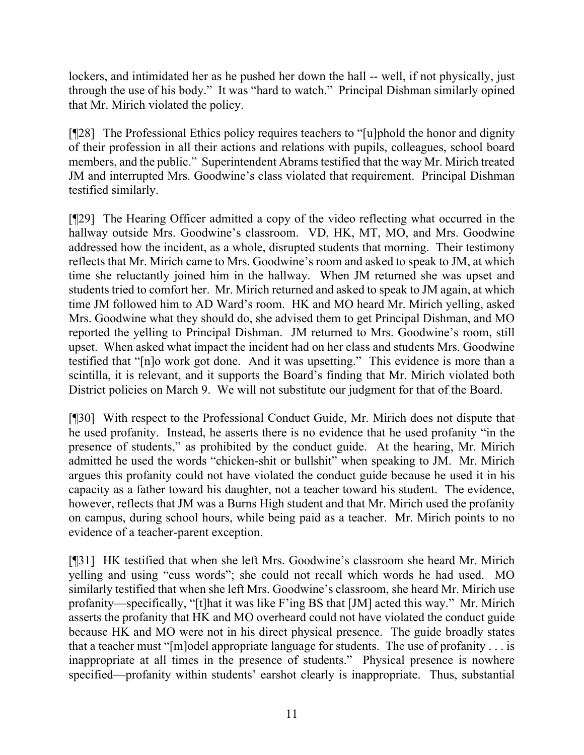lockers, and intimidated her as he pushed her down the hall -- well, if not physically, just through the use of his body." It was "hard to watch." Principal Dishman similarly opined that Mr. Mirich violated the policy.

[¶28] The Professional Ethics policy requires teachers to "[u]phold the honor and dignity of their profession in all their actions and relations with pupils, colleagues, school board members, and the public." Superintendent Abrams testified that the way Mr. Mirich treated JM and interrupted Mrs. Goodwine's class violated that requirement. Principal Dishman testified similarly.

[¶29] The Hearing Officer admitted a copy of the video reflecting what occurred in the hallway outside Mrs. Goodwine's classroom. VD, HK, MT, MO, and Mrs. Goodwine addressed how the incident, as a whole, disrupted students that morning. Their testimony reflects that Mr. Mirich came to Mrs. Goodwine's room and asked to speak to JM, at which time she reluctantly joined him in the hallway. When JM returned she was upset and students tried to comfort her. Mr. Mirich returned and asked to speak to JM again, at which time JM followed him to AD Ward's room. HK and MO heard Mr. Mirich yelling, asked Mrs. Goodwine what they should do, she advised them to get Principal Dishman, and MO reported the yelling to Principal Dishman. JM returned to Mrs. Goodwine's room, still upset. When asked what impact the incident had on her class and students Mrs. Goodwine testified that "[n]o work got done. And it was upsetting." This evidence is more than a scintilla, it is relevant, and it supports the Board's finding that Mr. Mirich violated both District policies on March 9. We will not substitute our judgment for that of the Board.

[¶30] With respect to the Professional Conduct Guide, Mr. Mirich does not dispute that he used profanity. Instead, he asserts there is no evidence that he used profanity "in the presence of students," as prohibited by the conduct guide. At the hearing, Mr. Mirich admitted he used the words "chicken-shit or bullshit" when speaking to JM. Mr. Mirich argues this profanity could not have violated the conduct guide because he used it in his capacity as a father toward his daughter, not a teacher toward his student. The evidence, however, reflects that JM was a Burns High student and that Mr. Mirich used the profanity on campus, during school hours, while being paid as a teacher. Mr. Mirich points to no evidence of a teacher-parent exception.

[¶31] HK testified that when she left Mrs. Goodwine's classroom she heard Mr. Mirich yelling and using "cuss words"; she could not recall which words he had used. MO similarly testified that when she left Mrs. Goodwine's classroom, she heard Mr. Mirich use profanity—specifically, "[t]hat it was like F'ing BS that [JM] acted this way." Mr. Mirich asserts the profanity that HK and MO overheard could not have violated the conduct guide because HK and MO were not in his direct physical presence. The guide broadly states that a teacher must "[m]odel appropriate language for students. The use of profanity . . . is inappropriate at all times in the presence of students." Physical presence is nowhere specified—profanity within students' earshot clearly is inappropriate. Thus, substantial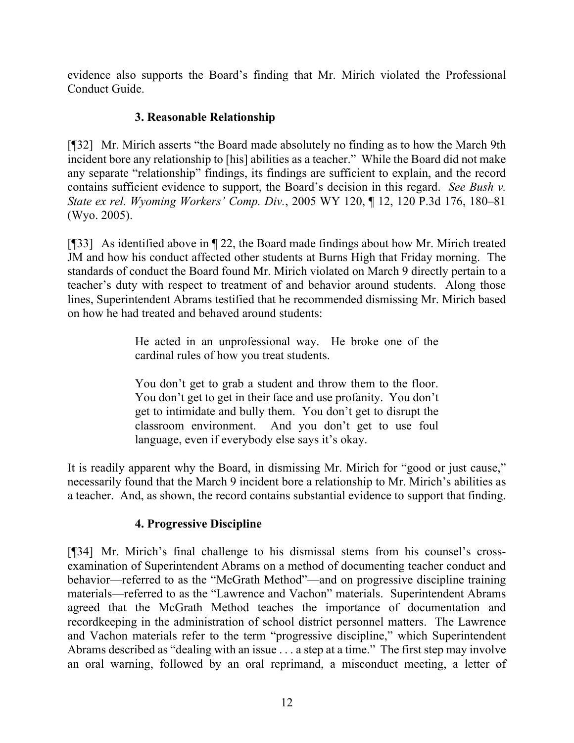evidence also supports the Board's finding that Mr. Mirich violated the Professional Conduct Guide.

### 3. Reasonable Relationship

[¶32] Mr. Mirich asserts "the Board made absolutely no finding as to how the March 9th incident bore any relationship to [his] abilities as a teacher." While the Board did not make any separate "relationship" findings, its findings are sufficient to explain, and the record contains sufficient evidence to support, the Board's decision in this regard. *See Bush v. State ex rel. Wyoming Workers' Comp. Div.*, 2005 WY 120, ¶ 12, 120 P.3d 176, 180–81 (Wyo. 2005).

[¶33] As identified above in ¶ 22, the Board made findings about how Mr. Mirich treated JM and how his conduct affected other students at Burns High that Friday morning. The standards of conduct the Board found Mr. Mirich violated on March 9 directly pertain to a teacher's duty with respect to treatment of and behavior around students. Along those lines, Superintendent Abrams testified that he recommended dismissing Mr. Mirich based on how he had treated and behaved around students:

> He acted in an unprofessional way. He broke one of the cardinal rules of how you treat students.
>
> You don't get to grab a student and throw them to the floor. You don't get to get in their face and use profanity. You don't get to intimidate and bully them. You don't get to disrupt the classroom environment. And you don't get to use foul language, even if everybody else says it's okay.

It is readily apparent why the Board, in dismissing Mr. Mirich for "good or just cause," necessarily found that the March 9 incident bore a relationship to Mr. Mirich's abilities as a teacher. And, as shown, the record contains substantial evidence to support that finding.

### 4. Progressive Discipline

[¶34] Mr. Mirich's final challenge to his dismissal stems from his counsel's cross-examination of Superintendent Abrams on a method of documenting teacher conduct and behavior—referred to as the "McGrath Method"—and on progressive discipline training materials—referred to as the "Lawrence and Vachon" materials. Superintendent Abrams agreed that the McGrath Method teaches the importance of documentation and recordkeeping in the administration of school district personnel matters. The Lawrence and Vachon materials refer to the term "progressive discipline," which Superintendent Abrams described as "dealing with an issue . . . a step at a time." The first step may involve an oral warning, followed by an oral reprimand, a misconduct meeting, a letter of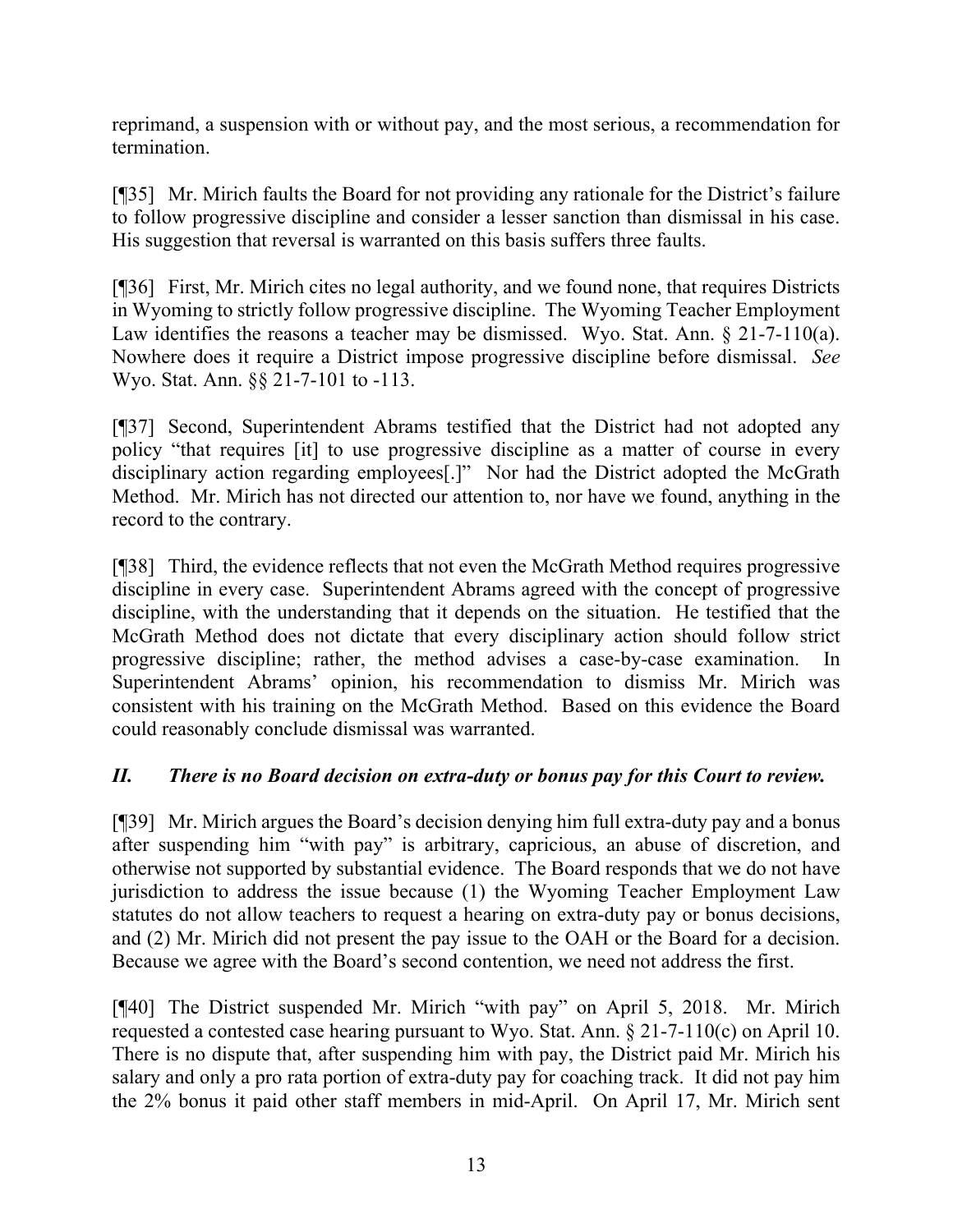reprimand, a suspension with or without pay, and the most serious, a recommendation for termination.

[¶35] Mr. Mirich faults the Board for not providing any rationale for the District's failure to follow progressive discipline and consider a lesser sanction than dismissal in his case. His suggestion that reversal is warranted on this basis suffers three faults.

[¶36] First, Mr. Mirich cites no legal authority, and we found none, that requires Districts in Wyoming to strictly follow progressive discipline. The Wyoming Teacher Employment Law identifies the reasons a teacher may be dismissed. Wyo. Stat. Ann. § 21-7-110(a). Nowhere does it require a District impose progressive discipline before dismissal. *See* Wyo. Stat. Ann. §§ 21-7-101 to -113.

[¶37] Second, Superintendent Abrams testified that the District had not adopted any policy "that requires [it] to use progressive discipline as a matter of course in every disciplinary action regarding employees[.]" Nor had the District adopted the McGrath Method. Mr. Mirich has not directed our attention to, nor have we found, anything in the record to the contrary.

[¶38] Third, the evidence reflects that not even the McGrath Method requires progressive discipline in every case. Superintendent Abrams agreed with the concept of progressive discipline, with the understanding that it depends on the situation. He testified that the McGrath Method does not dictate that every disciplinary action should follow strict progressive discipline; rather, the method advises a case-by-case examination. In Superintendent Abrams' opinion, his recommendation to dismiss Mr. Mirich was consistent with his training on the McGrath Method. Based on this evidence the Board could reasonably conclude dismissal was warranted.

## *II. There is no Board decision on extra-duty or bonus pay for this Court to review.*

[¶39] Mr. Mirich argues the Board's decision denying him full extra-duty pay and a bonus after suspending him "with pay" is arbitrary, capricious, an abuse of discretion, and otherwise not supported by substantial evidence. The Board responds that we do not have jurisdiction to address the issue because (1) the Wyoming Teacher Employment Law statutes do not allow teachers to request a hearing on extra-duty pay or bonus decisions, and (2) Mr. Mirich did not present the pay issue to the OAH or the Board for a decision. Because we agree with the Board's second contention, we need not address the first.

[¶40] The District suspended Mr. Mirich "with pay" on April 5, 2018. Mr. Mirich requested a contested case hearing pursuant to Wyo. Stat. Ann. § 21-7-110(c) on April 10. There is no dispute that, after suspending him with pay, the District paid Mr. Mirich his salary and only a pro rata portion of extra-duty pay for coaching track. It did not pay him the 2% bonus it paid other staff members in mid-April. On April 17, Mr. Mirich sent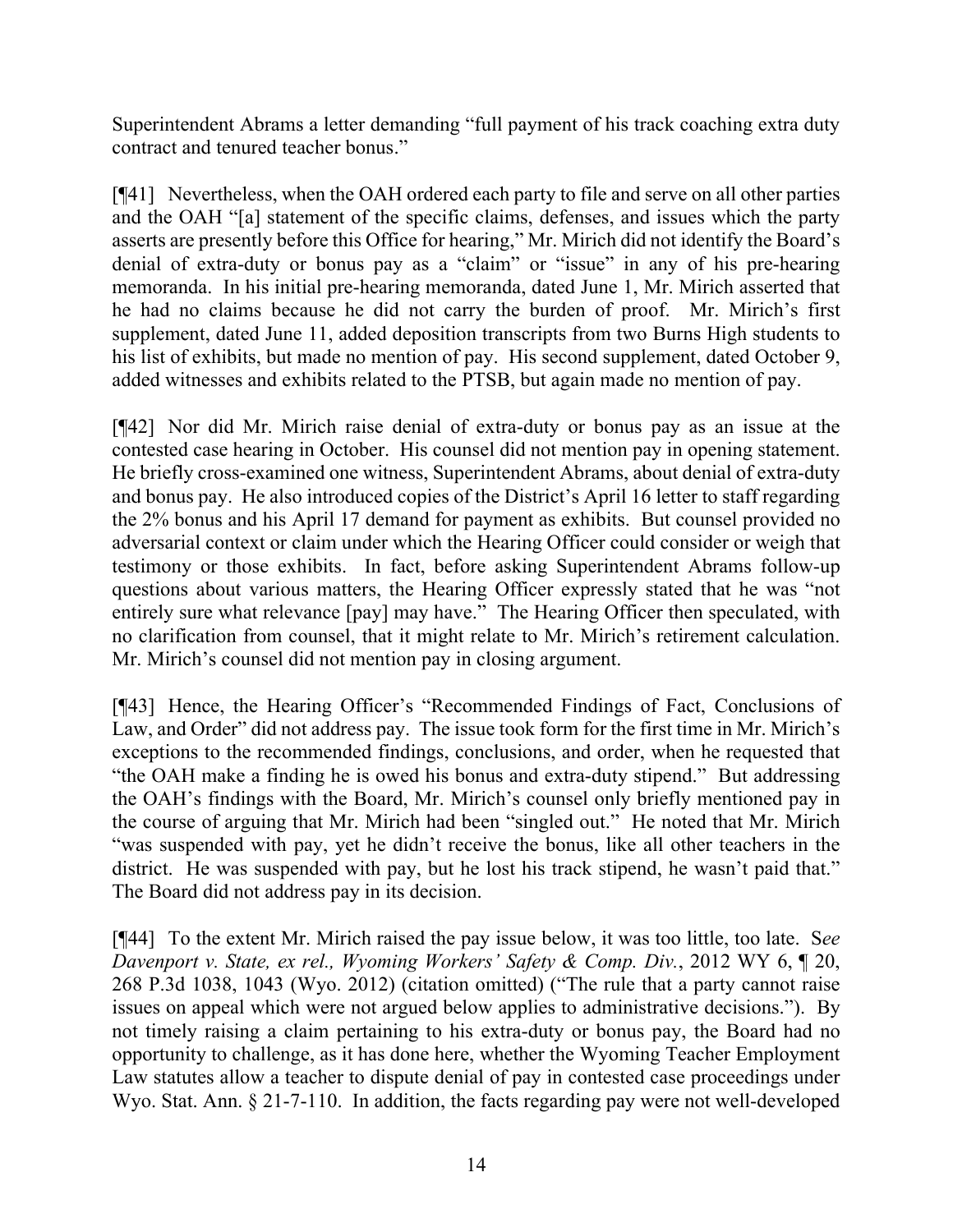Superintendent Abrams a letter demanding "full payment of his track coaching extra duty contract and tenured teacher bonus."

[¶41] Nevertheless, when the OAH ordered each party to file and serve on all other parties and the OAH "[a] statement of the specific claims, defenses, and issues which the party asserts are presently before this Office for hearing," Mr. Mirich did not identify the Board's denial of extra-duty or bonus pay as a "claim" or "issue" in any of his pre-hearing memoranda. In his initial pre-hearing memoranda, dated June 1, Mr. Mirich asserted that he had no claims because he did not carry the burden of proof. Mr. Mirich's first supplement, dated June 11, added deposition transcripts from two Burns High students to his list of exhibits, but made no mention of pay. His second supplement, dated October 9, added witnesses and exhibits related to the PTSB, but again made no mention of pay.

[¶42] Nor did Mr. Mirich raise denial of extra-duty or bonus pay as an issue at the contested case hearing in October. His counsel did not mention pay in opening statement. He briefly cross-examined one witness, Superintendent Abrams, about denial of extra-duty and bonus pay. He also introduced copies of the District's April 16 letter to staff regarding the 2% bonus and his April 17 demand for payment as exhibits. But counsel provided no adversarial context or claim under which the Hearing Officer could consider or weigh that testimony or those exhibits. In fact, before asking Superintendent Abrams follow-up questions about various matters, the Hearing Officer expressly stated that he was "not entirely sure what relevance [pay] may have." The Hearing Officer then speculated, with no clarification from counsel, that it might relate to Mr. Mirich's retirement calculation. Mr. Mirich's counsel did not mention pay in closing argument.

[¶43] Hence, the Hearing Officer's "Recommended Findings of Fact, Conclusions of Law, and Order" did not address pay. The issue took form for the first time in Mr. Mirich's exceptions to the recommended findings, conclusions, and order, when he requested that "the OAH make a finding he is owed his bonus and extra-duty stipend." But addressing the OAH's findings with the Board, Mr. Mirich's counsel only briefly mentioned pay in the course of arguing that Mr. Mirich had been "singled out." He noted that Mr. Mirich "was suspended with pay, yet he didn't receive the bonus, like all other teachers in the district. He was suspended with pay, but he lost his track stipend, he wasn't paid that." The Board did not address pay in its decision.

[¶44] To the extent Mr. Mirich raised the pay issue below, it was too little, too late. S*ee Davenport v. State, ex rel., Wyoming Workers' Safety & Comp. Div.*, 2012 WY 6, ¶ 20, 268 P.3d 1038, 1043 (Wyo. 2012) (citation omitted) ("The rule that a party cannot raise issues on appeal which were not argued below applies to administrative decisions."). By not timely raising a claim pertaining to his extra-duty or bonus pay, the Board had no opportunity to challenge, as it has done here, whether the Wyoming Teacher Employment Law statutes allow a teacher to dispute denial of pay in contested case proceedings under Wyo. Stat. Ann. § 21-7-110. In addition, the facts regarding pay were not well-developed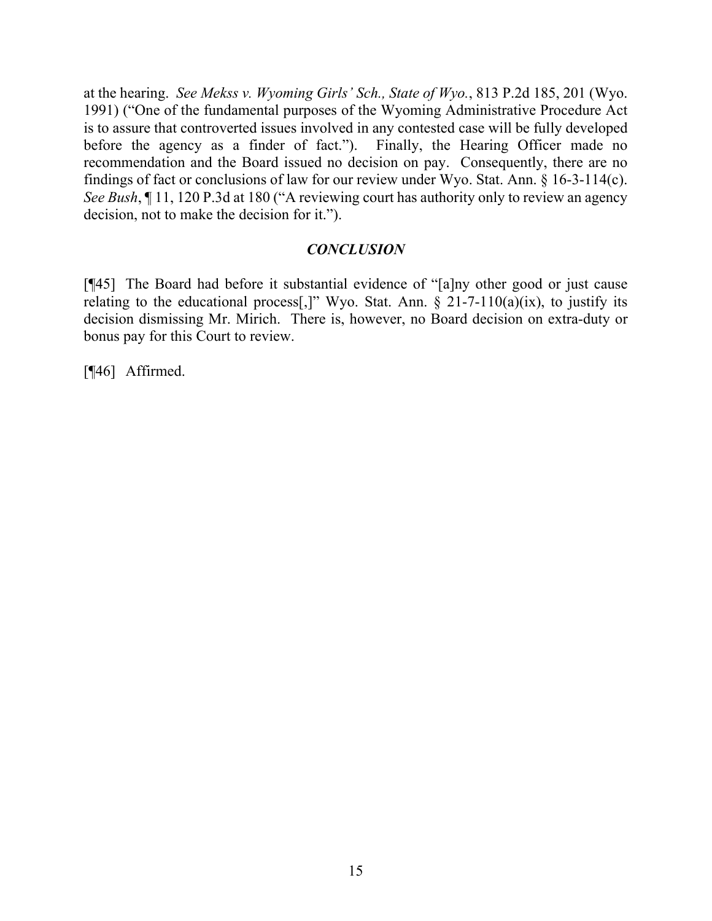at the hearing. *See Mekss v. Wyoming Girls' Sch., State of Wyo.*, 813 P.2d 185, 201 (Wyo. 1991) ("One of the fundamental purposes of the Wyoming Administrative Procedure Act is to assure that controverted issues involved in any contested case will be fully developed before the agency as a finder of fact."). Finally, the Hearing Officer made no recommendation and the Board issued no decision on pay. Consequently, there are no findings of fact or conclusions of law for our review under Wyo. Stat. Ann. § 16-3-114(c). *See Bush*, ¶ 11, 120 P.3d at 180 ("A reviewing court has authority only to review an agency decision, not to make the decision for it.").

## *CONCLUSION*

[¶45] The Board had before it substantial evidence of "[a]ny other good or just cause relating to the educational process[,]" Wyo. Stat. Ann. § 21-7-110(a)(ix), to justify its decision dismissing Mr. Mirich. There is, however, no Board decision on extra-duty or bonus pay for this Court to review.

[¶46] Affirmed.